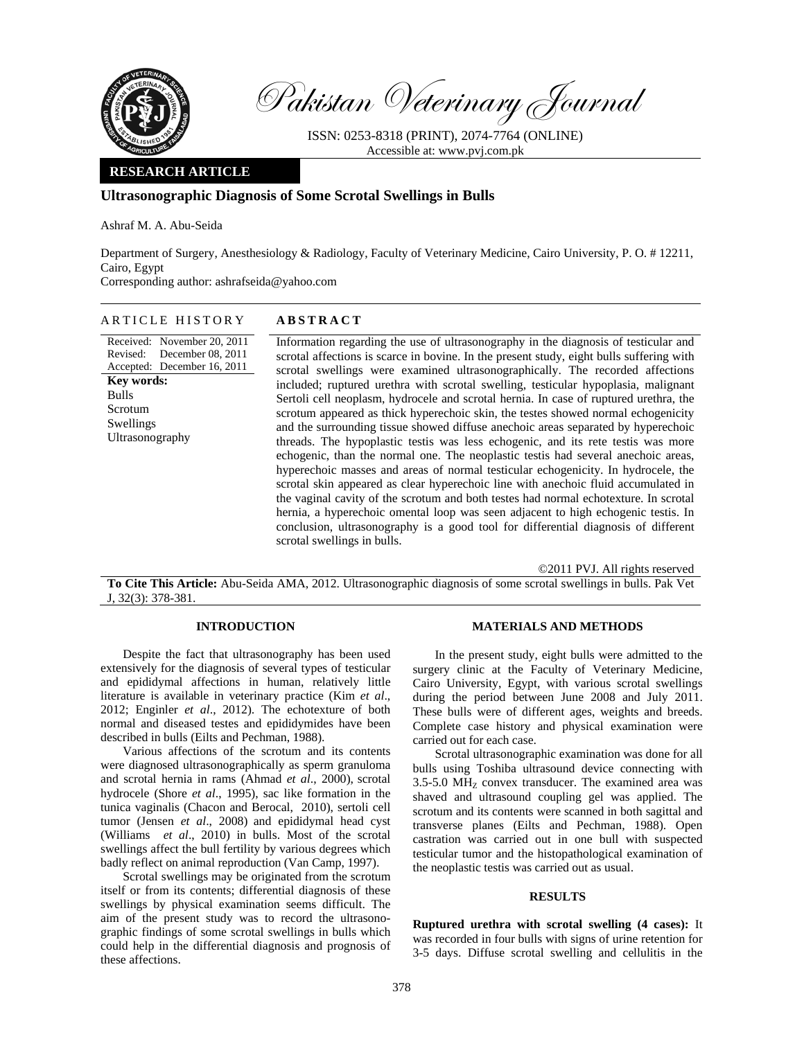Pakistan Veterinary Journal

ISSN: 0253-8318 (PRINT), 2074-7764 (ONLINE)
Accessible at: www.pvj.com.pk

**RESEARCH ARTICLE**

# Ultrasonographic Diagnosis of Some Scrotal Swellings in Bulls

Ashraf M. A. Abu-Seida

Department of Surgery, Anesthesiology & Radiology, Faculty of Veterinary Medicine, Cairo University, P. O. # 12211, Cairo, Egypt
Corresponding author: ashrafseida@yahoo.com

**ARTICLE HISTORY**

Received: November 20, 2011
Revised: December 08, 2011
Accepted: December 16, 2011

**Key words:**
Bulls
Scrotum
Swellings
Ultrasonography

**ABSTRACT**

Information regarding the use of ultrasonography in the diagnosis of testicular and scrotal affections is scarce in bovine. In the present study, eight bulls suffering with scrotal swellings were examined ultrasonographically. The recorded affections included; ruptured urethra with scrotal swelling, testicular hypoplasia, malignant Sertoli cell neoplasm, hydrocele and scrotal hernia. In case of ruptured urethra, the scrotum appeared as thick hyperechoic skin, the testes showed normal echogenicity and the surrounding tissue showed diffuse anechoic areas separated by hyperechoic threads. The hypoplastic testis was less echogenic, and its rete testis was more echogenic, than the normal one. The neoplastic testis had several anechoic areas, hyperechoic masses and areas of normal testicular echogenicity. In hydrocele, the scrotal skin appeared as clear hyperechoic line with anechoic fluid accumulated in the vaginal cavity of the scrotum and both testes had normal echotexture. In scrotal hernia, a hyperechoic omental loop was seen adjacent to high echogenic testis. In conclusion, ultrasonography is a good tool for differential diagnosis of different scrotal swellings in bulls.

©2011 PVJ. All rights reserved

**To Cite This Article:** Abu-Seida AMA, 2012. Ultrasonographic diagnosis of some scrotal swellings in bulls. Pak Vet J, 32(3): 378-381.

## INTRODUCTION

Despite the fact that ultrasonography has been used extensively for the diagnosis of several types of testicular and epididymal affections in human, relatively little literature is available in veterinary practice (Kim *et al*., 2012; Enginler *et al*., 2012). The echotexture of both normal and diseased testes and epididymides have been described in bulls (Eilts and Pechman, 1988).

Various affections of the scrotum and its contents were diagnosed ultrasonographically as sperm granuloma and scrotal hernia in rams (Ahmad *et al*., 2000), scrotal hydrocele (Shore *et al*., 1995), sac like formation in the tunica vaginalis (Chacon and Berocal, 2010), sertoli cell tumor (Jensen *et al*., 2008) and epididymal head cyst (Williams *et al*., 2010) in bulls. Most of the scrotal swellings affect the bull fertility by various degrees which badly reflect on animal reproduction (Van Camp, 1997).

Scrotal swellings may be originated from the scrotum itself or from its contents; differential diagnosis of these swellings by physical examination seems difficult. The aim of the present study was to record the ultrasonographic findings of some scrotal swellings in bulls which could help in the differential diagnosis and prognosis of these affections.

## MATERIALS AND METHODS

In the present study, eight bulls were admitted to the surgery clinic at the Faculty of Veterinary Medicine, Cairo University, Egypt, with various scrotal swellings during the period between June 2008 and July 2011. These bulls were of different ages, weights and breeds. Complete case history and physical examination were carried out for each case.

Scrotal ultrasonographic examination was done for all bulls using Toshiba ultrasound device connecting with 3.5-5.0 $MH_Z$ convex transducer. The examined area was shaved and ultrasound coupling gel was applied. The scrotum and its contents were scanned in both sagittal and transverse planes (Eilts and Pechman, 1988). Open castration was carried out in one bull with suspected testicular tumor and the histopathological examination of the neoplastic testis was carried out as usual.

## RESULTS

**Ruptured urethra with scrotal swelling (4 cases):** It was recorded in four bulls with signs of urine retention for 3-5 days. Diffuse scrotal swelling and cellulitis in the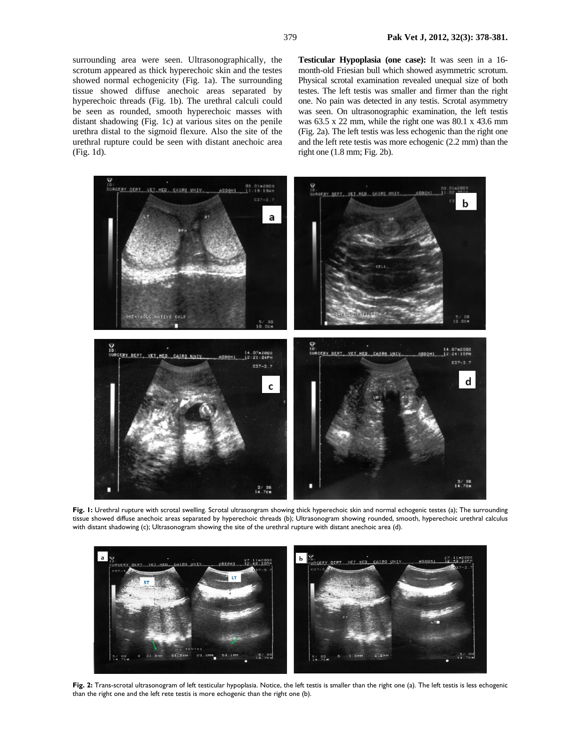surrounding area were seen. Ultrasonographically, the scrotum appeared as thick hyperechoic skin and the testes showed normal echogenicity (Fig. 1a). The surrounding tissue showed diffuse anechoic areas separated by hyperechoic threads (Fig. 1b). The urethral calculi could be seen as rounded, smooth hyperechoic masses with distant shadowing (Fig. 1c) at various sites on the penile urethra distal to the sigmoid flexure. Also the site of the urethral rupture could be seen with distant anechoic area (Fig. 1d).

**Testicular Hypoplasia (one case):** It was seen in a 16-month-old Friesian bull which showed asymmetric scrotum. Physical scrotal examination revealed unequal size of both testes. The left testis was smaller and firmer than the right one. No pain was detected in any testis. Scrotal asymmetry was seen. On ultrasonographic examination, the left testis was 63.5 x 22 mm, while the right one was 80.1 x 43.6 mm (Fig. 2a). The left testis was less echogenic than the right one and the left rete testis was more echogenic (2.2 mm) than the right one (1.8 mm; Fig. 2b).

**Fig. 1:** Urethral rupture with scrotal swelling. Scrotal ultrasongram showing thick hyperechoic skin and normal echogenic testes (a); The surrounding tissue showed diffuse anechoic areas separated by hyperechoic threads (b); Ultrasonogram showing rounded, smooth, hyperechoic urethral calculus with distant shadowing (c); Ultrasonogram showing the site of the urethral rupture with distant anechoic area (d).

**Fig. 2:** Trans-scrotal ultrasonogram of left testicular hypoplasia. Notice, the left testis is smaller than the right one (a). The left testis is less echogenic than the right one and the left rete testis is more echogenic than the right one (b).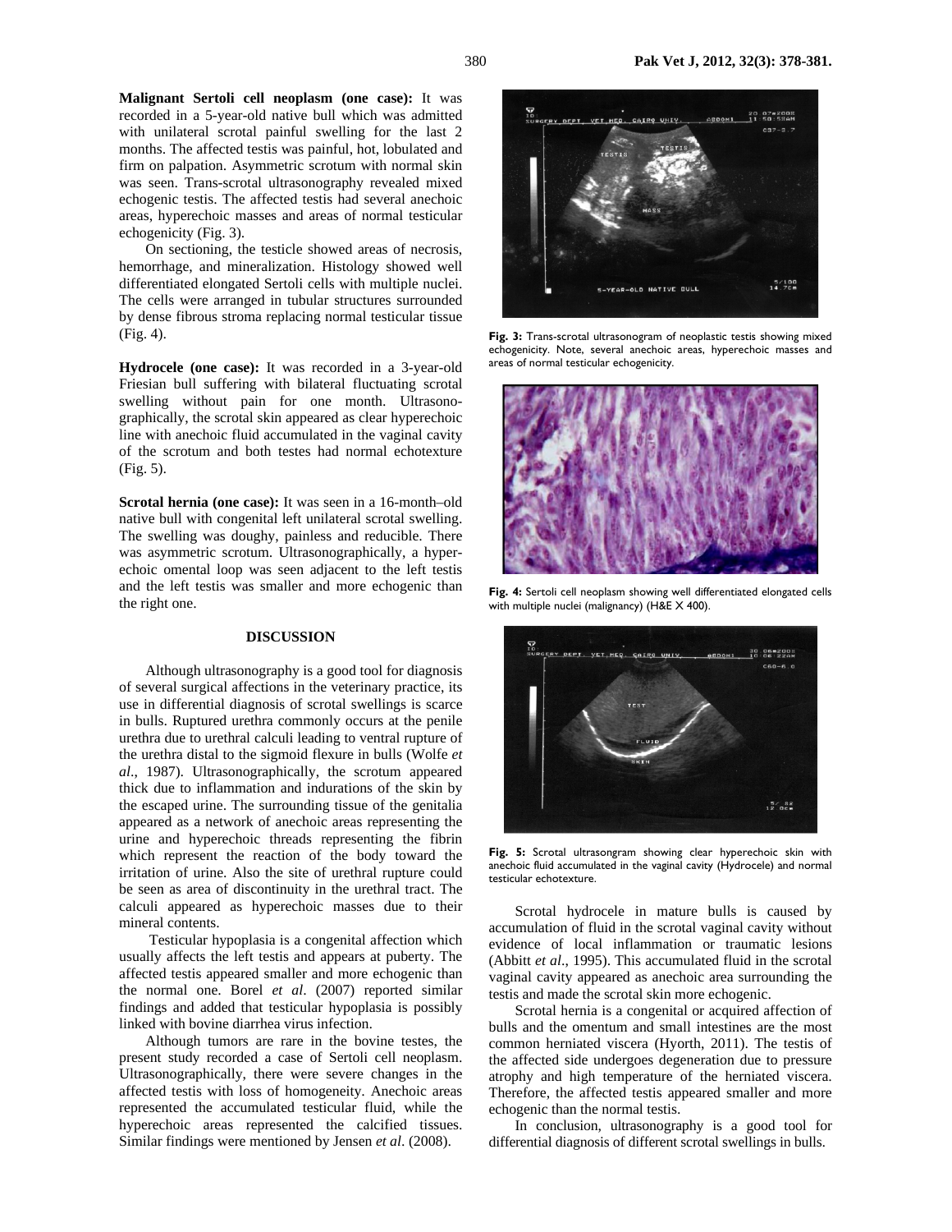**Malignant Sertoli cell neoplasm (one case):** It was recorded in a 5-year-old native bull which was admitted with unilateral scrotal painful swelling for the last 2 months. The affected testis was painful, hot, lobulated and firm on palpation. Asymmetric scrotum with normal skin was seen. Trans-scrotal ultrasonography revealed mixed echogenic testis. The affected testis had several anechoic areas, hyperechoic masses and areas of normal testicular echogenicity (Fig. 3).

On sectioning, the testicle showed areas of necrosis, hemorrhage, and mineralization. Histology showed well differentiated elongated Sertoli cells with multiple nuclei. The cells were arranged in tubular structures surrounded by dense fibrous stroma replacing normal testicular tissue (Fig. 4).

**Hydrocele (one case):** It was recorded in a 3-year-old Friesian bull suffering with bilateral fluctuating scrotal swelling without pain for one month. Ultrasonographically, the scrotal skin appeared as clear hyperechoic line with anechoic fluid accumulated in the vaginal cavity of the scrotum and both testes had normal echotexture (Fig. 5).

**Scrotal hernia (one case):** It was seen in a 16-month–old native bull with congenital left unilateral scrotal swelling. The swelling was doughy, painless and reducible. There was asymmetric scrotum. Ultrasonographically, a hyperechoic omental loop was seen adjacent to the left testis and the left testis was smaller and more echogenic than the right one.

**Fig. 3:** Trans-scrotal ultrasonogram of neoplastic testis showing mixed echogenicity. Note, several anechoic areas, hyperechoic masses and areas of normal testicular echogenicity.

**Fig. 4:** Sertoli cell neoplasm showing well differentiated elongated cells with multiple nuclei (malignancy) (H&E X 400).

**Fig. 5:** Scrotal ultrasongram showing clear hyperechoic skin with anechoic fluid accumulated in the vaginal cavity (Hydrocele) and normal testicular echotexture.

## DISCUSSION

Although ultrasonography is a good tool for diagnosis of several surgical affections in the veterinary practice, its use in differential diagnosis of scrotal swellings is scarce in bulls. Ruptured urethra commonly occurs at the penile urethra due to urethral calculi leading to ventral rupture of the urethra distal to the sigmoid flexure in bulls (Wolfe *et al*., 1987). Ultrasonographically, the scrotum appeared thick due to inflammation and indurations of the skin by the escaped urine. The surrounding tissue of the genitalia appeared as a network of anechoic areas representing the urine and hyperechoic threads representing the fibrin which represent the reaction of the body toward the irritation of urine. Also the site of urethral rupture could be seen as area of discontinuity in the urethral tract. The calculi appeared as hyperechoic masses due to their mineral contents.

Testicular hypoplasia is a congenital affection which usually affects the left testis and appears at puberty. The affected testis appeared smaller and more echogenic than the normal one. Borel *et al*. (2007) reported similar findings and added that testicular hypoplasia is possibly linked with bovine diarrhea virus infection.

Although tumors are rare in the bovine testes, the present study recorded a case of Sertoli cell neoplasm. Ultrasonographically, there were severe changes in the affected testis with loss of homogeneity. Anechoic areas represented the accumulated testicular fluid, while the hyperechoic areas represented the calcified tissues. Similar findings were mentioned by Jensen *et al*. (2008).

Scrotal hydrocele in mature bulls is caused by accumulation of fluid in the scrotal vaginal cavity without evidence of local inflammation or traumatic lesions (Abbitt *et al*., 1995). This accumulated fluid in the scrotal vaginal cavity appeared as anechoic area surrounding the testis and made the scrotal skin more echogenic.

Scrotal hernia is a congenital or acquired affection of bulls and the omentum and small intestines are the most common herniated viscera (Hyorth, 2011). The testis of the affected side undergoes degeneration due to pressure atrophy and high temperature of the herniated viscera. Therefore, the affected testis appeared smaller and more echogenic than the normal testis.

In conclusion, ultrasonography is a good tool for differential diagnosis of different scrotal swellings in bulls.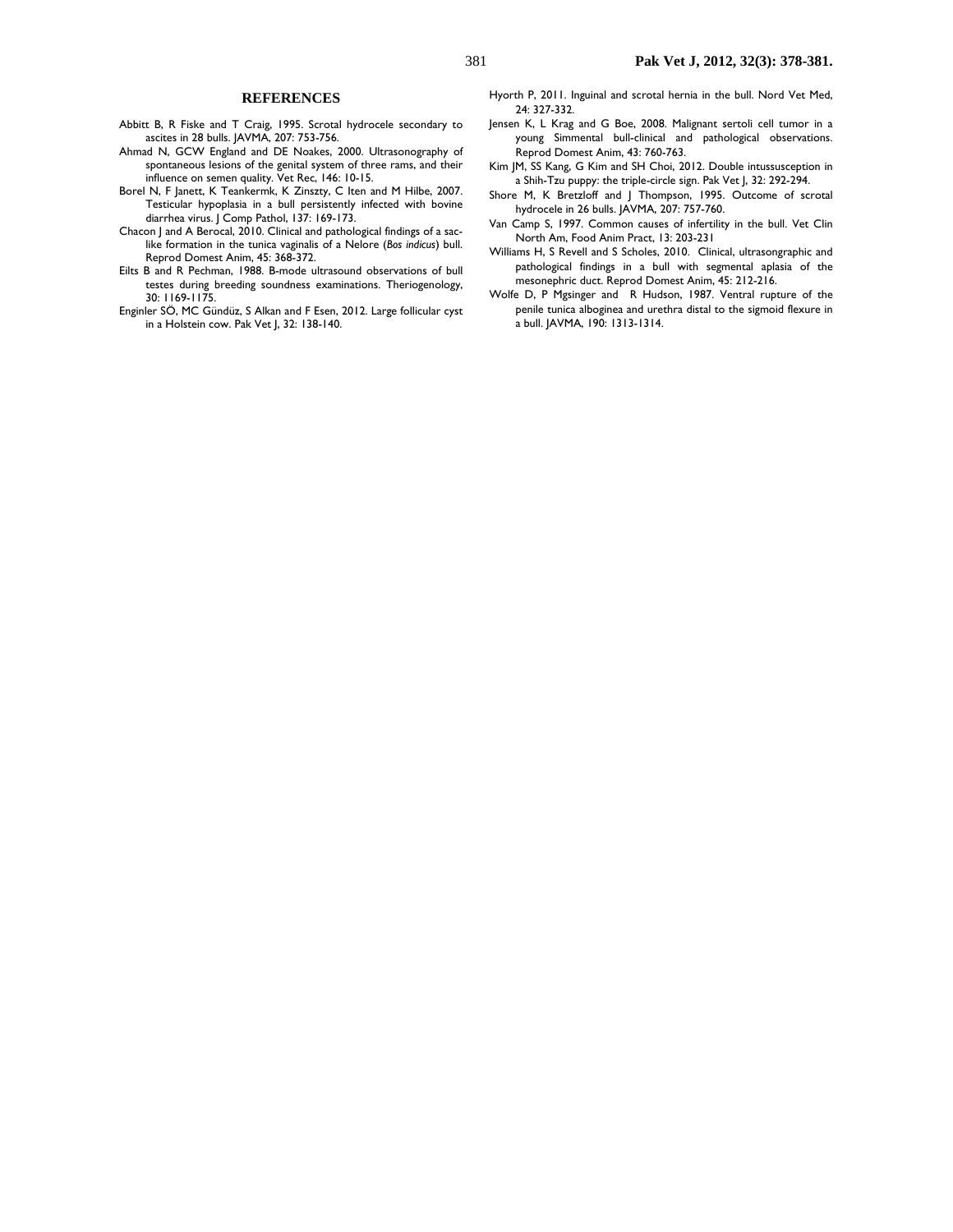## REFERENCES

Abbitt B, R Fiske and T Craig, 1995. Scrotal hydrocele secondary to ascites in 28 bulls. JAVMA, 207: 753-756.

Ahmad N, GCW England and DE Noakes, 2000. Ultrasonography of spontaneous lesions of the genital system of three rams, and their influence on semen quality. Vet Rec, 146: 10-15.

Borel N, F Janett, K Teankermk, K Zinszty, C Iten and M Hilbe, 2007. Testicular hypoplasia in a bull persistently infected with bovine diarrhea virus. J Comp Pathol, 137: 169-173.

Chacon J and A Berocal, 2010. Clinical and pathological findings of a sac-like formation in the tunica vaginalis of a Nelore (*Bos indicus*) bull. Reprod Domest Anim, 45: 368-372.

Eilts B and R Pechman, 1988. B-mode ultrasound observations of bull testes during breeding soundness examinations. Theriogenology, 30: 1169-1175.

Enginler SÖ, MC Gündüz, S Alkan and F Esen, 2012. Large follicular cyst in a Holstein cow. Pak Vet J, 32: 138-140.

Hyorth P, 2011. Inguinal and scrotal hernia in the bull. Nord Vet Med, 24: 327-332.

Jensen K, L Krag and G Boe, 2008. Malignant sertoli cell tumor in a young Simmental bull-clinical and pathological observations. Reprod Domest Anim, 43: 760-763.

Kim JM, SS Kang, G Kim and SH Choi, 2012. Double intussusception in a Shih-Tzu puppy: the triple-circle sign. Pak Vet J, 32: 292-294.

Shore M, K Bretzloff and J Thompson, 1995. Outcome of scrotal hydrocele in 26 bulls. JAVMA, 207: 757-760.

Van Camp S, 1997. Common causes of infertility in the bull. Vet Clin North Am, Food Anim Pract, 13: 203-231

Williams H, S Revell and S Scholes, 2010. Clinical, ultrasongraphic and pathological findings in a bull with segmental aplasia of the mesonephric duct. Reprod Domest Anim, 45: 212-216.

Wolfe D, P Mgsinger and R Hudson, 1987. Ventral rupture of the penile tunica alboginea and urethra distal to the sigmoid flexure in a bull. JAVMA, 190: 1313-1314.